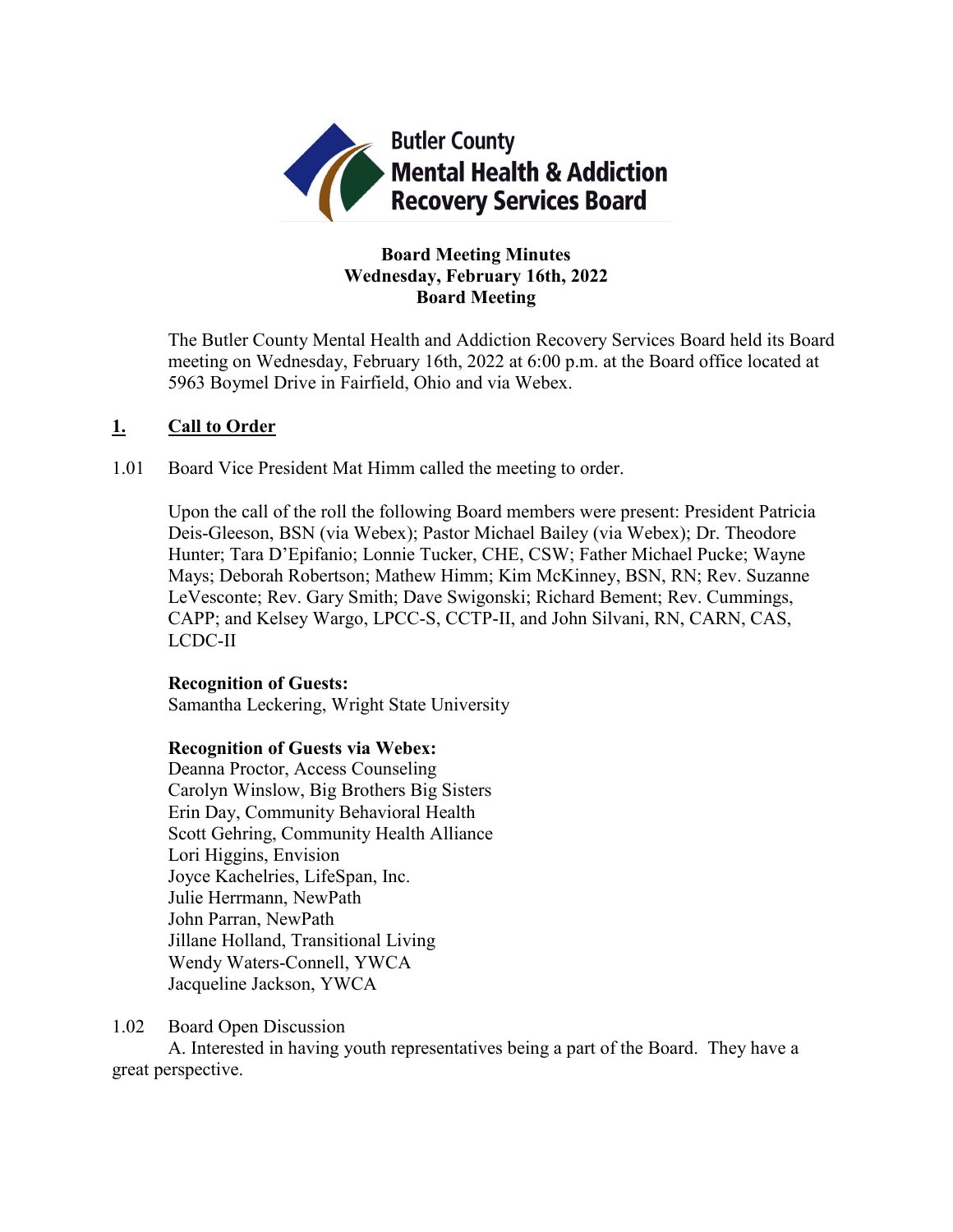**Butler County Mental Health & Addiction Recovery Services Board**

# Board Meeting Minutes
## Wednesday, February 16th, 2022
## Board Meeting

The Butler County Mental Health and Addiction Recovery Services Board held its Board meeting on Wednesday, February 16th, 2022 at 6:00 p.m. at the Board office located at 5963 Boymel Drive in Fairfield, Ohio and via Webex.

## **1. Call to Order**

1.01 Board Vice President Mat Himm called the meeting to order.

Upon the call of the roll the following Board members were present: President Patricia Deis-Gleeson, BSN (via Webex); Pastor Michael Bailey (via Webex); Dr. Theodore Hunter; Tara D'Epifanio; Lonnie Tucker, CHE, CSW; Father Michael Pucke; Wayne Mays; Deborah Robertson; Mathew Himm; Kim McKinney, BSN, RN; Rev. Suzanne LeVesconte; Rev. Gary Smith; Dave Swigonski; Richard Bement; Rev. Cummings, CAPP; and Kelsey Wargo, LPCC-S, CCTP-II, and John Silvani, RN, CARN, CAS, LCDC-II

**Recognition of Guests:**
Samantha Leckering, Wright State University

**Recognition of Guests via Webex:**
Deanna Proctor, Access Counseling
Carolyn Winslow, Big Brothers Big Sisters
Erin Day, Community Behavioral Health
Scott Gehring, Community Health Alliance
Lori Higgins, Envision
Joyce Kachelries, LifeSpan, Inc.
Julie Herrmann, NewPath
John Parran, NewPath
Jillane Holland, Transitional Living
Wendy Waters-Connell, YWCA
Jacqueline Jackson, YWCA

1.02 Board Open Discussion
A. Interested in having youth representatives being a part of the Board. They have a great perspective.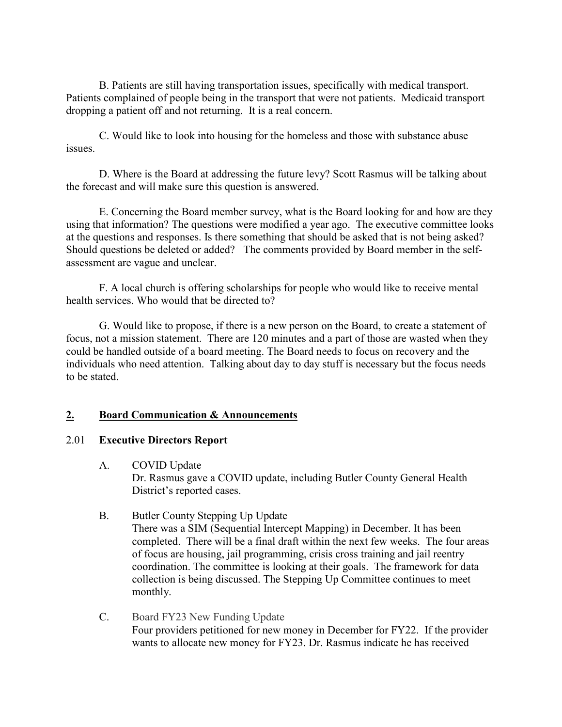B. Patients are still having transportation issues, specifically with medical transport. Patients complained of people being in the transport that were not patients. Medicaid transport dropping a patient off and not returning. It is a real concern.

C. Would like to look into housing for the homeless and those with substance abuse issues.

D. Where is the Board at addressing the future levy? Scott Rasmus will be talking about the forecast and will make sure this question is answered.

E. Concerning the Board member survey, what is the Board looking for and how are they using that information? The questions were modified a year ago. The executive committee looks at the questions and responses. Is there something that should be asked that is not being asked? Should questions be deleted or added? The comments provided by Board member in the self-assessment are vague and unclear.

F. A local church is offering scholarships for people who would like to receive mental health services. Who would that be directed to?

G. Would like to propose, if there is a new person on the Board, to create a statement of focus, not a mission statement. There are 120 minutes and a part of those are wasted when they could be handled outside of a board meeting. The Board needs to focus on recovery and the individuals who need attention. Talking about day to day stuff is necessary but the focus needs to be stated.

## 2. Board Communication & Announcements

### 2.01 Executive Directors Report

A. COVID Update
Dr. Rasmus gave a COVID update, including Butler County General Health District's reported cases.

B. Butler County Stepping Up Update
There was a SIM (Sequential Intercept Mapping) in December. It has been completed. There will be a final draft within the next few weeks. The four areas of focus are housing, jail programming, crisis cross training and jail reentry coordination. The committee is looking at their goals. The framework for data collection is being discussed. The Stepping Up Committee continues to meet monthly.

C. Board FY23 New Funding Update
Four providers petitioned for new money in December for FY22. If the provider wants to allocate new money for FY23. Dr. Rasmus indicate he has received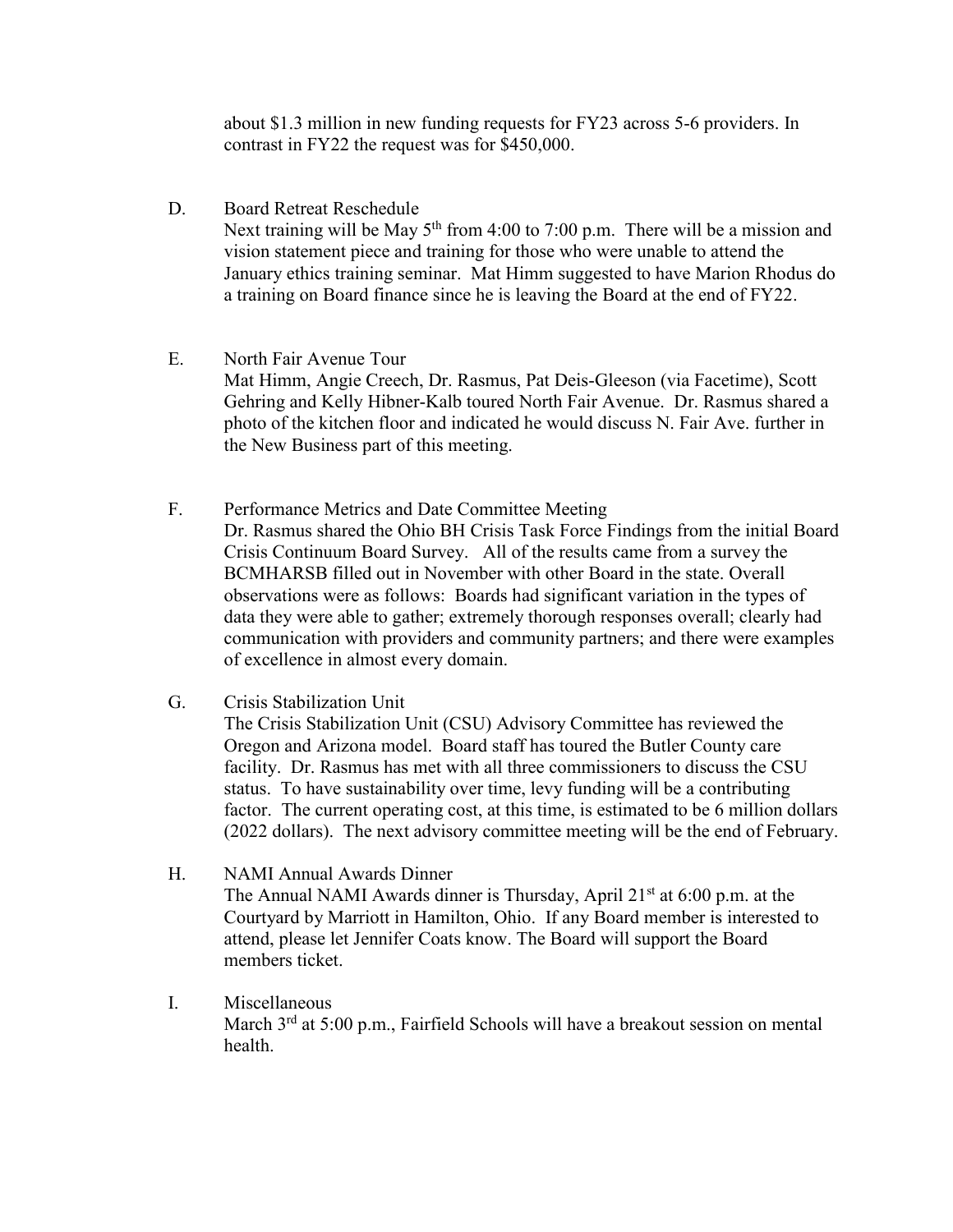about $1.3 million in new funding requests for FY23 across 5-6 providers. In contrast in FY22 the request was for $450,000.

D. Board Retreat Reschedule

Next training will be May 5th from 4:00 to 7:00 p.m. There will be a mission and vision statement piece and training for those who were unable to attend the January ethics training seminar. Mat Himm suggested to have Marion Rhodus do a training on Board finance since he is leaving the Board at the end of FY22.

E. North Fair Avenue Tour

Mat Himm, Angie Creech, Dr. Rasmus, Pat Deis-Gleeson (via Facetime), Scott Gehring and Kelly Hibner-Kalb toured North Fair Avenue. Dr. Rasmus shared a photo of the kitchen floor and indicated he would discuss N. Fair Ave. further in the New Business part of this meeting.

F. Performance Metrics and Date Committee Meeting

Dr. Rasmus shared the Ohio BH Crisis Task Force Findings from the initial Board Crisis Continuum Board Survey. All of the results came from a survey the BCMHARSB filled out in November with other Board in the state. Overall observations were as follows: Boards had significant variation in the types of data they were able to gather; extremely thorough responses overall; clearly had communication with providers and community partners; and there were examples of excellence in almost every domain.

G. Crisis Stabilization Unit

The Crisis Stabilization Unit (CSU) Advisory Committee has reviewed the Oregon and Arizona model. Board staff has toured the Butler County care facility. Dr. Rasmus has met with all three commissioners to discuss the CSU status. To have sustainability over time, levy funding will be a contributing factor. The current operating cost, at this time, is estimated to be 6 million dollars (2022 dollars). The next advisory committee meeting will be the end of February.

H. NAMI Annual Awards Dinner

The Annual NAMI Awards dinner is Thursday, April 21st at 6:00 p.m. at the Courtyard by Marriott in Hamilton, Ohio. If any Board member is interested to attend, please let Jennifer Coats know. The Board will support the Board members ticket.

I. Miscellaneous

March 3rd at 5:00 p.m., Fairfield Schools will have a breakout session on mental health.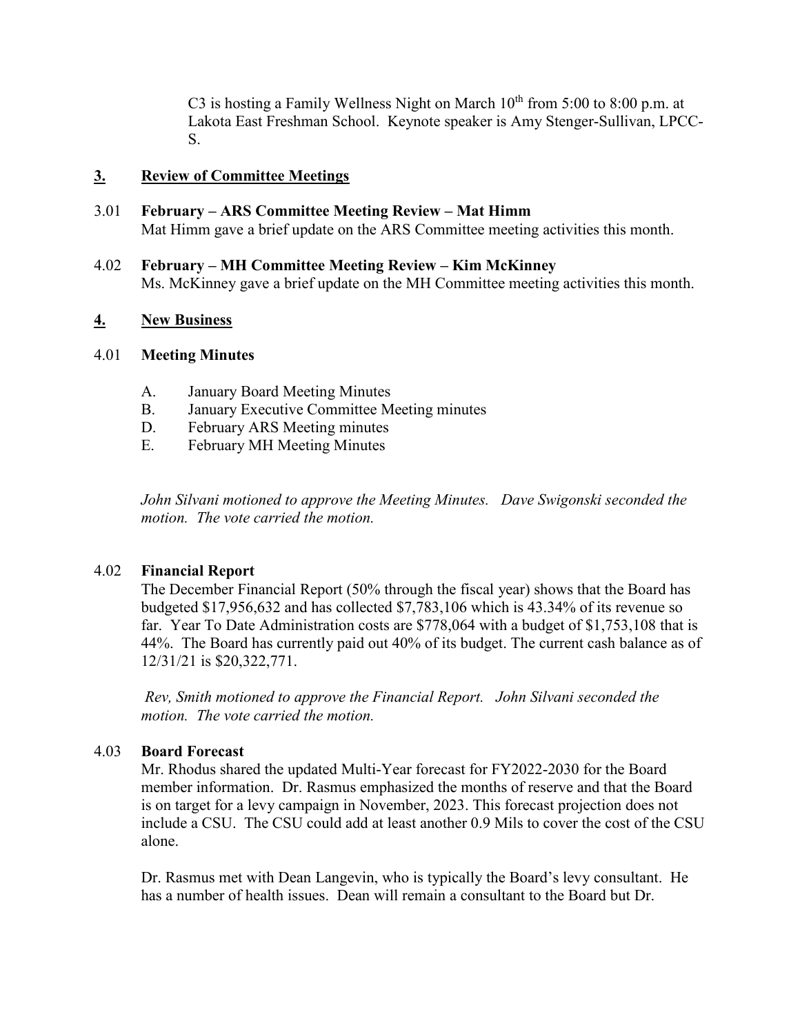C3 is hosting a Family Wellness Night on March 10th from 5:00 to 8:00 p.m. at Lakota East Freshman School. Keynote speaker is Amy Stenger-Sullivan, LPCC-S.

## 3. Review of Committee Meetings

**3.01 February – ARS Committee Meeting Review – Mat Himm**

Mat Himm gave a brief update on the ARS Committee meeting activities this month.

**4.02 February – MH Committee Meeting Review – Kim McKinney**

Ms. McKinney gave a brief update on the MH Committee meeting activities this month.

## 4. New Business

**4.01 Meeting Minutes**

A. January Board Meeting Minutes
B. January Executive Committee Meeting minutes
D. February ARS Meeting minutes
E. February MH Meeting Minutes

*John Silvani motioned to approve the Meeting Minutes. Dave Swigonski seconded the motion. The vote carried the motion.*

**4.02 Financial Report**

The December Financial Report (50% through the fiscal year) shows that the Board has budgeted $17,956,632 and has collected $7,783,106 which is 43.34% of its revenue so far. Year To Date Administration costs are $778,064 with a budget of $1,753,108 that is 44%. The Board has currently paid out 40% of its budget. The current cash balance as of 12/31/21 is $20,322,771.

*Rev, Smith motioned to approve the Financial Report. John Silvani seconded the motion. The vote carried the motion.*

**4.03 Board Forecast**

Mr. Rhodus shared the updated Multi-Year forecast for FY2022-2030 for the Board member information. Dr. Rasmus emphasized the months of reserve and that the Board is on target for a levy campaign in November, 2023. This forecast projection does not include a CSU. The CSU could add at least another 0.9 Mils to cover the cost of the CSU alone.

Dr. Rasmus met with Dean Langevin, who is typically the Board's levy consultant. He has a number of health issues. Dean will remain a consultant to the Board but Dr.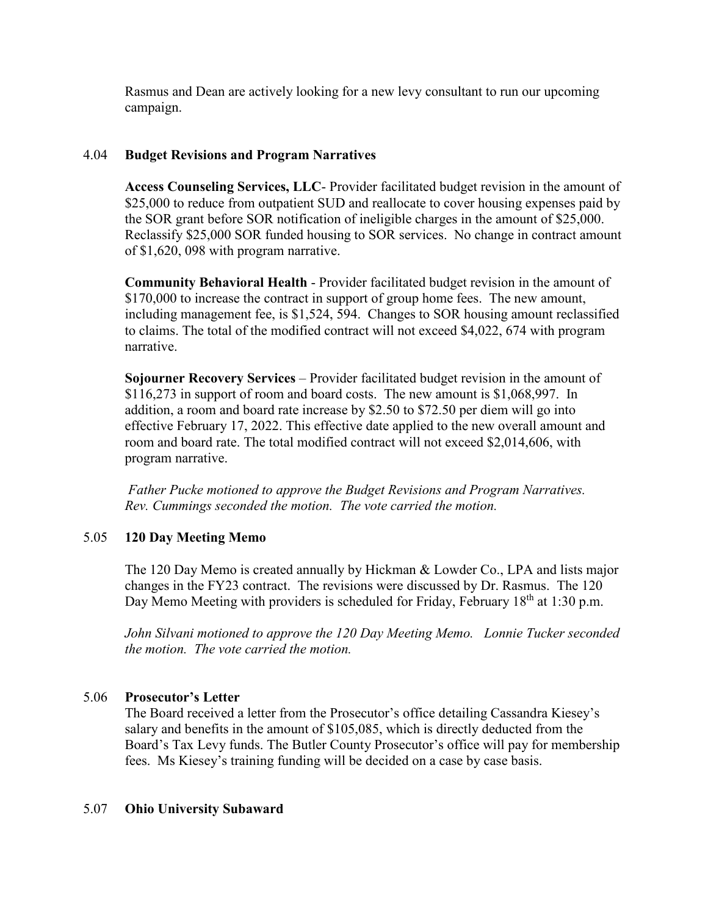Rasmus and Dean are actively looking for a new levy consultant to run our upcoming campaign.

### 4.04 Budget Revisions and Program Narratives

**Access Counseling Services, LLC**- Provider facilitated budget revision in the amount of $25,000 to reduce from outpatient SUD and reallocate to cover housing expenses paid by the SOR grant before SOR notification of ineligible charges in the amount of $25,000. Reclassify $25,000 SOR funded housing to SOR services. No change in contract amount of $1,620, 098 with program narrative.

**Community Behavioral Health** - Provider facilitated budget revision in the amount of $170,000 to increase the contract in support of group home fees. The new amount, including management fee, is $1,524, 594. Changes to SOR housing amount reclassified to claims. The total of the modified contract will not exceed $4,022, 674 with program narrative.

**Sojourner Recovery Services** – Provider facilitated budget revision in the amount of $116,273 in support of room and board costs. The new amount is $1,068,997. In addition, a room and board rate increase by $2.50 to $72.50 per diem will go into effective February 17, 2022. This effective date applied to the new overall amount and room and board rate. The total modified contract will not exceed $2,014,606, with program narrative.

*Father Pucke motioned to approve the Budget Revisions and Program Narratives. Rev. Cummings seconded the motion. The vote carried the motion.*

### 5.05 120 Day Meeting Memo

The 120 Day Memo is created annually by Hickman & Lowder Co., LPA and lists major changes in the FY23 contract. The revisions were discussed by Dr. Rasmus. The 120 Day Memo Meeting with providers is scheduled for Friday, February 18th at 1:30 p.m.

*John Silvani motioned to approve the 120 Day Meeting Memo. Lonnie Tucker seconded the motion. The vote carried the motion.*

### 5.06 Prosecutor's Letter

The Board received a letter from the Prosecutor's office detailing Cassandra Kiesey's salary and benefits in the amount of $105,085, which is directly deducted from the Board's Tax Levy funds. The Butler County Prosecutor's office will pay for membership fees. Ms Kiesey's training funding will be decided on a case by case basis.

### 5.07 Ohio University Subaward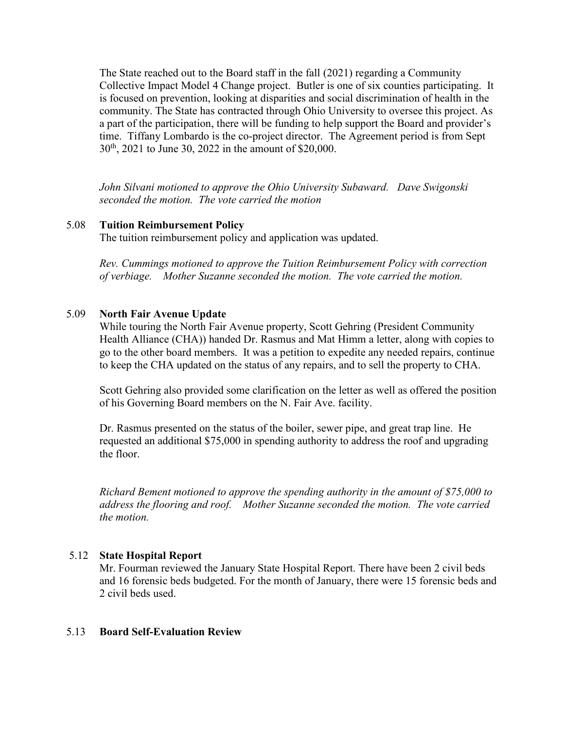The State reached out to the Board staff in the fall (2021) regarding a Community Collective Impact Model 4 Change project. Butler is one of six counties participating. It is focused on prevention, looking at disparities and social discrimination of health in the community. The State has contracted through Ohio University to oversee this project. As a part of the participation, there will be funding to help support the Board and provider's time. Tiffany Lombardo is the co-project director. The Agreement period is from Sept 30th, 2021 to June 30, 2022 in the amount of $20,000.

*John Silvani motioned to approve the Ohio University Subaward. Dave Swigonski seconded the motion. The vote carried the motion*

5.08 **Tuition Reimbursement Policy**

The tuition reimbursement policy and application was updated.

*Rev. Cummings motioned to approve the Tuition Reimbursement Policy with correction of verbiage. Mother Suzanne seconded the motion. The vote carried the motion.*

5.09 **North Fair Avenue Update**

While touring the North Fair Avenue property, Scott Gehring (President Community Health Alliance (CHA)) handed Dr. Rasmus and Mat Himm a letter, along with copies to go to the other board members. It was a petition to expedite any needed repairs, continue to keep the CHA updated on the status of any repairs, and to sell the property to CHA.

Scott Gehring also provided some clarification on the letter as well as offered the position of his Governing Board members on the N. Fair Ave. facility.

Dr. Rasmus presented on the status of the boiler, sewer pipe, and great trap line. He requested an additional $75,000 in spending authority to address the roof and upgrading the floor.

*Richard Bement motioned to approve the spending authority in the amount of $75,000 to address the flooring and roof. Mother Suzanne seconded the motion. The vote carried the motion.*

5.12 **State Hospital Report**

Mr. Fourman reviewed the January State Hospital Report. There have been 2 civil beds and 16 forensic beds budgeted. For the month of January, there were 15 forensic beds and 2 civil beds used.

5.13 **Board Self-Evaluation Review**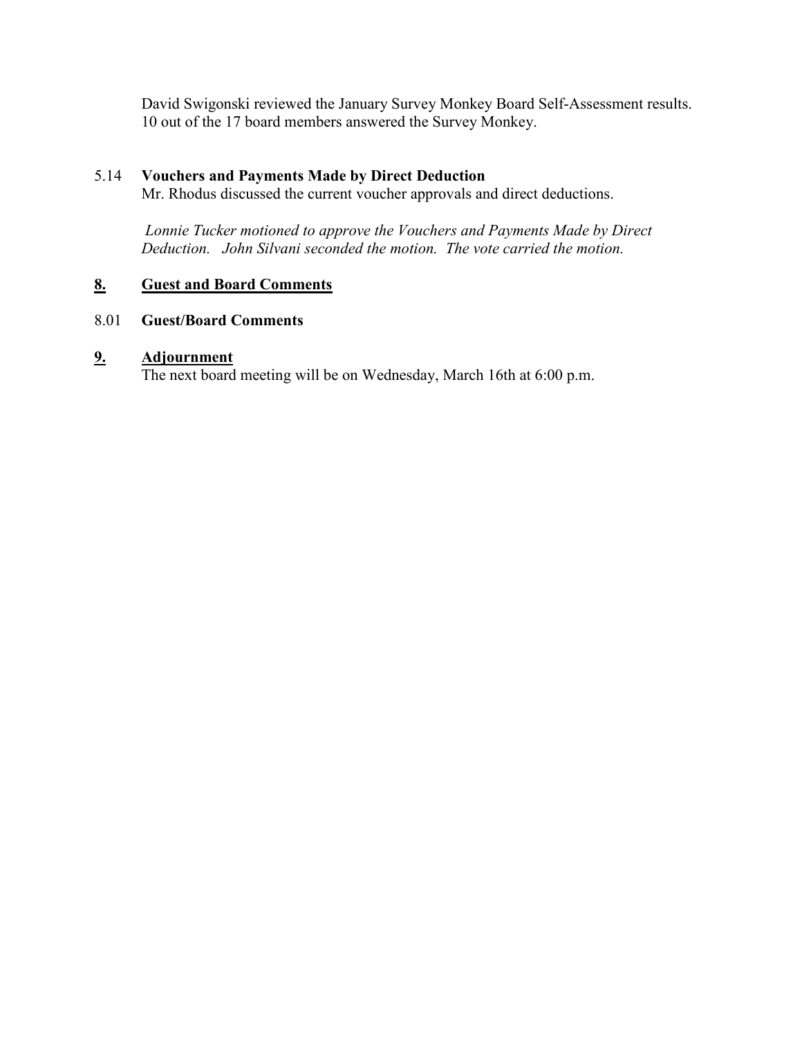David Swigonski reviewed the January Survey Monkey Board Self-Assessment results. 10 out of the 17 board members answered the Survey Monkey.

5.14 **Vouchers and Payments Made by Direct Deduction**

Mr. Rhodus discussed the current voucher approvals and direct deductions.

*Lonnie Tucker motioned to approve the Vouchers and Payments Made by Direct Deduction. John Silvani seconded the motion. The vote carried the motion.*

## **8. Guest and Board Comments**

8.01 **Guest/Board Comments**

## **9. Adjournment**

The next board meeting will be on Wednesday, March 16th at 6:00 p.m.